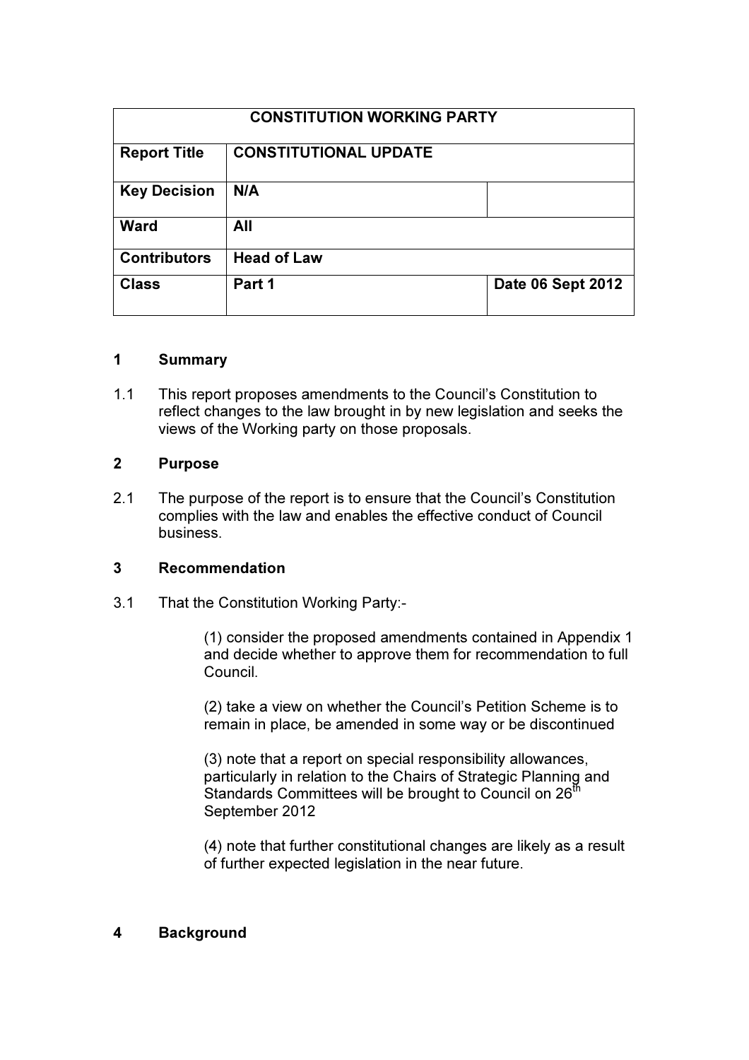| CONSTITUTION WORKING PARTY | | |
|---|---|---|
| **Report Title** | **CONSTITUTIONAL UPDATE** | |
| **Key Decision** | **N/A** | |
| **Ward** | **All** | |
| **Contributors** | **Head of Law** | |
| **Class** | **Part 1** | **Date 06 Sept 2012** |

## 1 Summary

1.1 This report proposes amendments to the Council's Constitution to reflect changes to the law brought in by new legislation and seeks the views of the Working party on those proposals.

## 2 Purpose

2.1 The purpose of the report is to ensure that the Council's Constitution complies with the law and enables the effective conduct of Council business.

## 3 Recommendation

3.1 That the Constitution Working Party:-

(1) consider the proposed amendments contained in Appendix 1 and decide whether to approve them for recommendation to full Council.

(2) take a view on whether the Council's Petition Scheme is to remain in place, be amended in some way or be discontinued

(3) note that a report on special responsibility allowances, particularly in relation to the Chairs of Strategic Planning and Standards Committees will be brought to Council on 26th September 2012

(4) note that further constitutional changes are likely as a result of further expected legislation in the near future.

## 4 Background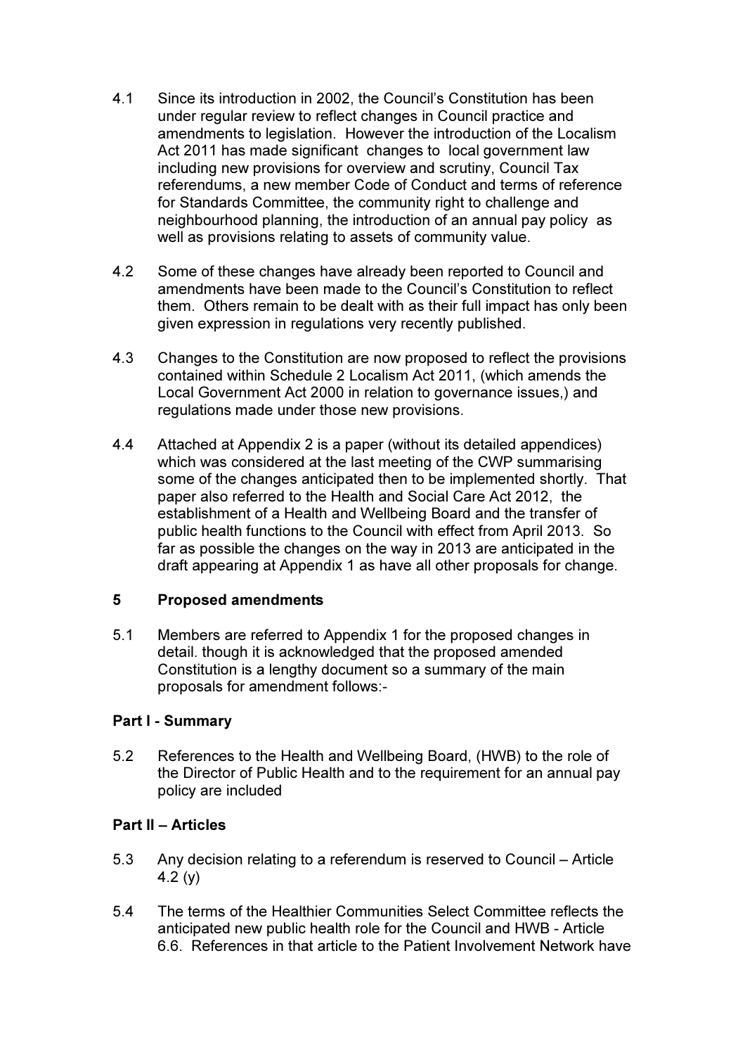4.1 Since its introduction in 2002, the Council's Constitution has been under regular review to reflect changes in Council practice and amendments to legislation. However the introduction of the Localism Act 2011 has made significant changes to local government law including new provisions for overview and scrutiny, Council Tax referendums, a new member Code of Conduct and terms of reference for Standards Committee, the community right to challenge and neighbourhood planning, the introduction of an annual pay policy as well as provisions relating to assets of community value.

4.2 Some of these changes have already been reported to Council and amendments have been made to the Council's Constitution to reflect them. Others remain to be dealt with as their full impact has only been given expression in regulations very recently published.

4.3 Changes to the Constitution are now proposed to reflect the provisions contained within Schedule 2 Localism Act 2011, (which amends the Local Government Act 2000 in relation to governance issues,) and regulations made under those new provisions.

4.4 Attached at Appendix 2 is a paper (without its detailed appendices) which was considered at the last meeting of the CWP summarising some of the changes anticipated then to be implemented shortly. That paper also referred to the Health and Social Care Act 2012, the establishment of a Health and Wellbeing Board and the transfer of public health functions to the Council with effect from April 2013. So far as possible the changes on the way in 2013 are anticipated in the draft appearing at Appendix 1 as have all other proposals for change.

## 5 Proposed amendments

5.1 Members are referred to Appendix 1 for the proposed changes in detail. though it is acknowledged that the proposed amended Constitution is a lengthy document so a summary of the main proposals for amendment follows:-

### Part I - Summary

5.2 References to the Health and Wellbeing Board, (HWB) to the role of the Director of Public Health and to the requirement for an annual pay policy are included

### Part II – Articles

5.3 Any decision relating to a referendum is reserved to Council – Article 4.2 (y)

5.4 The terms of the Healthier Communities Select Committee reflects the anticipated new public health role for the Council and HWB - Article 6.6. References in that article to the Patient Involvement Network have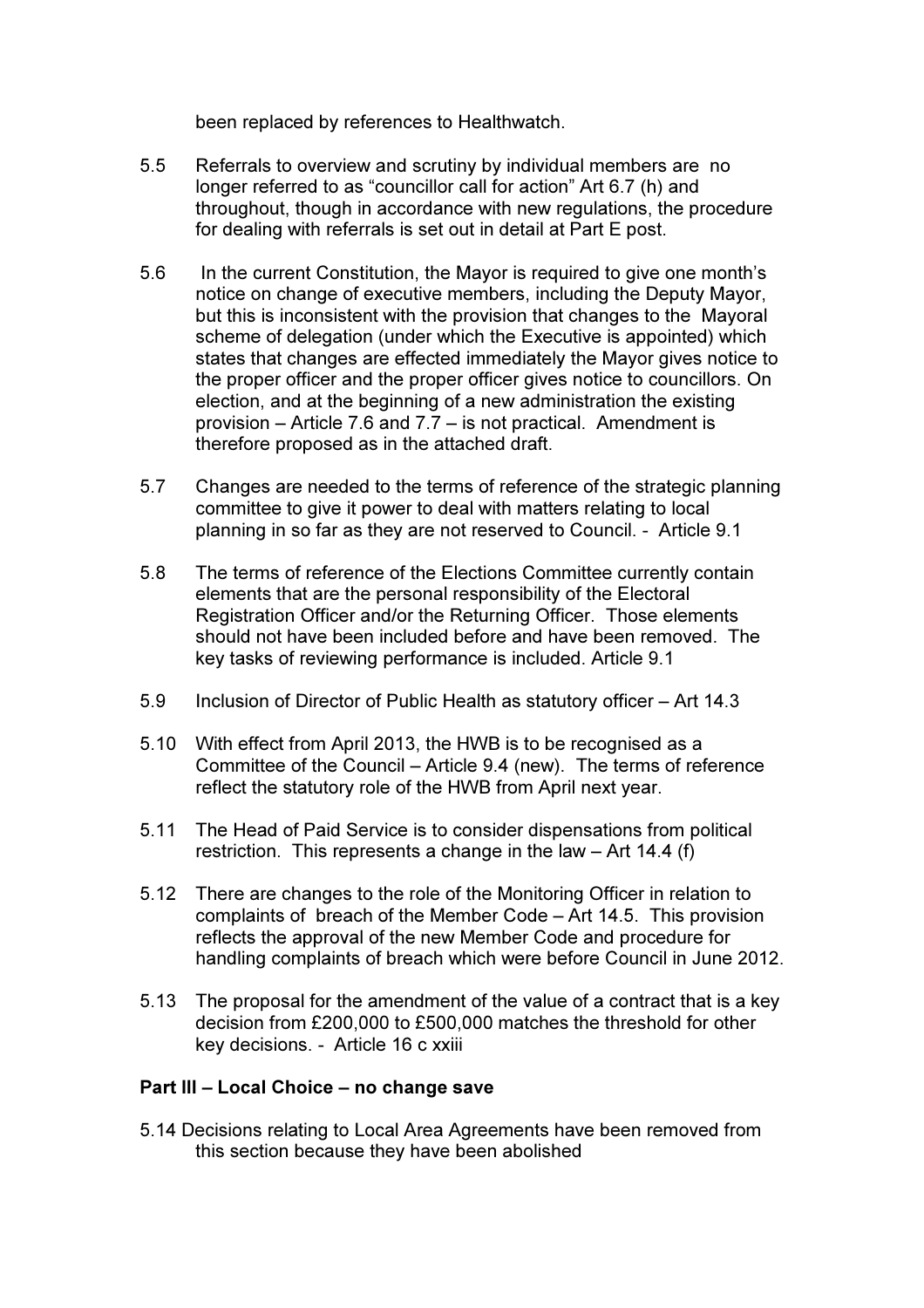been replaced by references to Healthwatch.

5.5 Referrals to overview and scrutiny by individual members are no longer referred to as "councillor call for action" Art 6.7 (h) and throughout, though in accordance with new regulations, the procedure for dealing with referrals is set out in detail at Part E post.

5.6 In the current Constitution, the Mayor is required to give one month's notice on change of executive members, including the Deputy Mayor, but this is inconsistent with the provision that changes to the Mayoral scheme of delegation (under which the Executive is appointed) which states that changes are effected immediately the Mayor gives notice to the proper officer and the proper officer gives notice to councillors. On election, and at the beginning of a new administration the existing provision – Article 7.6 and 7.7 – is not practical. Amendment is therefore proposed as in the attached draft.

5.7 Changes are needed to the terms of reference of the strategic planning committee to give it power to deal with matters relating to local planning in so far as they are not reserved to Council. - Article 9.1

5.8 The terms of reference of the Elections Committee currently contain elements that are the personal responsibility of the Electoral Registration Officer and/or the Returning Officer. Those elements should not have been included before and have been removed. The key tasks of reviewing performance is included. Article 9.1

5.9 Inclusion of Director of Public Health as statutory officer – Art 14.3

5.10 With effect from April 2013, the HWB is to be recognised as a Committee of the Council – Article 9.4 (new). The terms of reference reflect the statutory role of the HWB from April next year.

5.11 The Head of Paid Service is to consider dispensations from political restriction. This represents a change in the law – Art 14.4 (f)

5.12 There are changes to the role of the Monitoring Officer in relation to complaints of breach of the Member Code – Art 14.5. This provision reflects the approval of the new Member Code and procedure for handling complaints of breach which were before Council in June 2012.

5.13 The proposal for the amendment of the value of a contract that is a key decision from £200,000 to £500,000 matches the threshold for other key decisions. - Article 16 c xxiii

**Part III – Local Choice – no change save**

5.14 Decisions relating to Local Area Agreements have been removed from this section because they have been abolished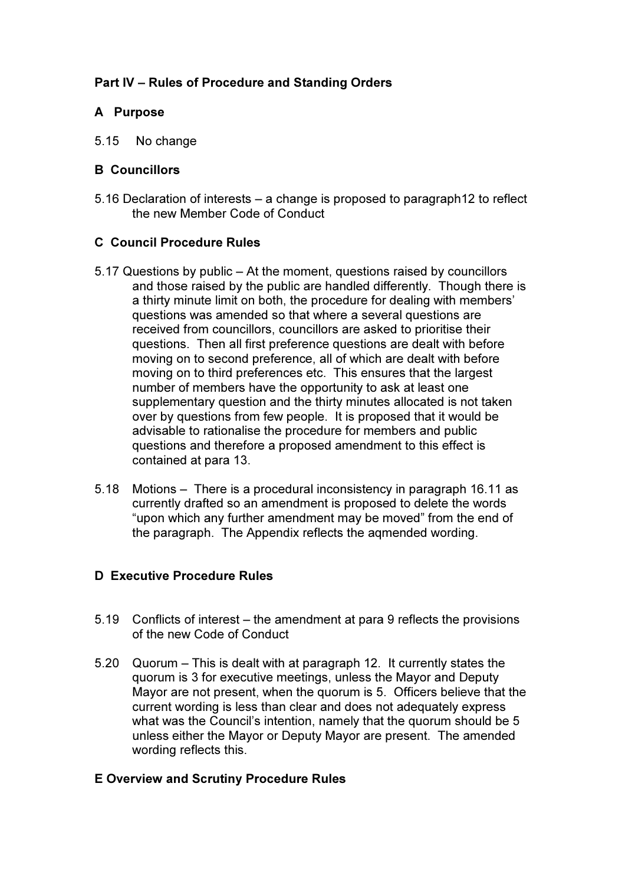**Part IV – Rules of Procedure and Standing Orders**

**A Purpose**

5.15 No change

**B Councillors**

5.16 Declaration of interests – a change is proposed to paragraph12 to reflect the new Member Code of Conduct

**C Council Procedure Rules**

5.17 Questions by public – At the moment, questions raised by councillors and those raised by the public are handled differently. Though there is a thirty minute limit on both, the procedure for dealing with members' questions was amended so that where a several questions are received from councillors, councillors are asked to prioritise their questions. Then all first preference questions are dealt with before moving on to second preference, all of which are dealt with before moving on to third preferences etc. This ensures that the largest number of members have the opportunity to ask at least one supplementary question and the thirty minutes allocated is not taken over by questions from few people. It is proposed that it would be advisable to rationalise the procedure for members and public questions and therefore a proposed amendment to this effect is contained at para 13.

5.18 Motions – There is a procedural inconsistency in paragraph 16.11 as currently drafted so an amendment is proposed to delete the words "upon which any further amendment may be moved" from the end of the paragraph. The Appendix reflects the aqmended wording.

**D Executive Procedure Rules**

5.19 Conflicts of interest – the amendment at para 9 reflects the provisions of the new Code of Conduct

5.20 Quorum – This is dealt with at paragraph 12. It currently states the quorum is 3 for executive meetings, unless the Mayor and Deputy Mayor are not present, when the quorum is 5. Officers believe that the current wording is less than clear and does not adequately express what was the Council's intention, namely that the quorum should be 5 unless either the Mayor or Deputy Mayor are present. The amended wording reflects this.

**E Overview and Scrutiny Procedure Rules**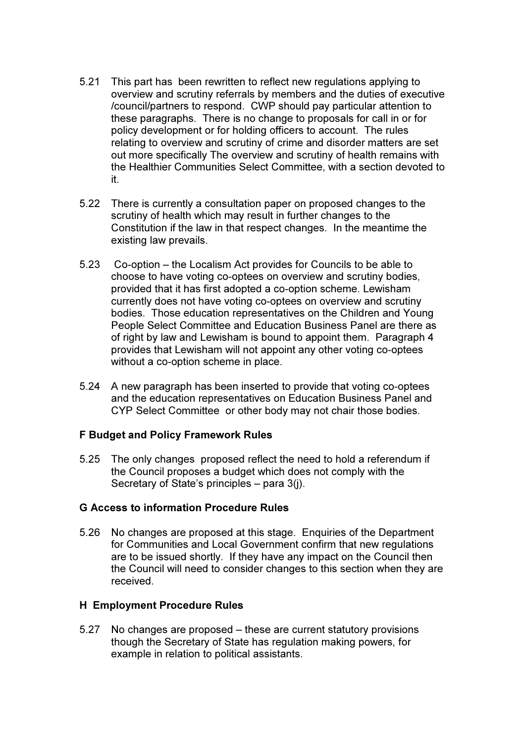5.21 This part has been rewritten to reflect new regulations applying to overview and scrutiny referrals by members and the duties of executive /council/partners to respond. CWP should pay particular attention to these paragraphs. There is no change to proposals for call in or for policy development or for holding officers to account. The rules relating to overview and scrutiny of crime and disorder matters are set out more specifically The overview and scrutiny of health remains with the Healthier Communities Select Committee, with a section devoted to it.

5.22 There is currently a consultation paper on proposed changes to the scrutiny of health which may result in further changes to the Constitution if the law in that respect changes. In the meantime the existing law prevails.

5.23 Co-option – the Localism Act provides for Councils to be able to choose to have voting co-optees on overview and scrutiny bodies, provided that it has first adopted a co-option scheme. Lewisham currently does not have voting co-optees on overview and scrutiny bodies. Those education representatives on the Children and Young People Select Committee and Education Business Panel are there as of right by law and Lewisham is bound to appoint them. Paragraph 4 provides that Lewisham will not appoint any other voting co-optees without a co-option scheme in place.

5.24 A new paragraph has been inserted to provide that voting co-optees and the education representatives on Education Business Panel and CYP Select Committee or other body may not chair those bodies.

**F Budget and Policy Framework Rules**

5.25 The only changes proposed reflect the need to hold a referendum if the Council proposes a budget which does not comply with the Secretary of State's principles – para 3(j).

**G Access to information Procedure Rules**

5.26 No changes are proposed at this stage. Enquiries of the Department for Communities and Local Government confirm that new regulations are to be issued shortly. If they have any impact on the Council then the Council will need to consider changes to this section when they are received.

**H Employment Procedure Rules**

5.27 No changes are proposed – these are current statutory provisions though the Secretary of State has regulation making powers, for example in relation to political assistants.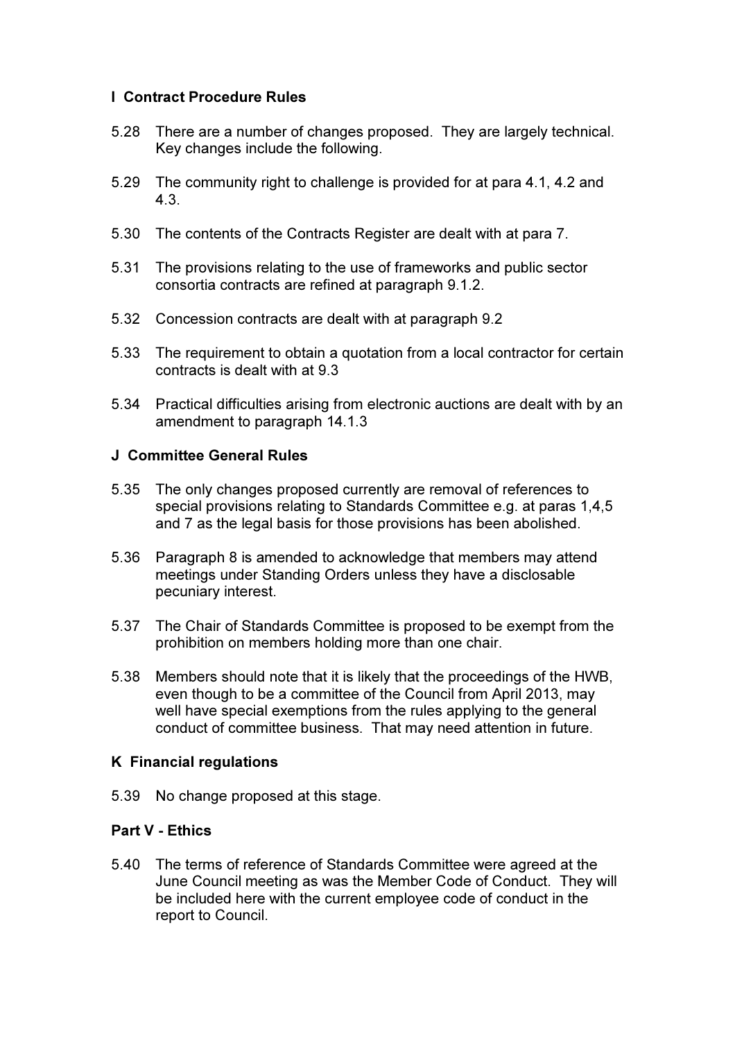### I Contract Procedure Rules

5.28 There are a number of changes proposed. They are largely technical. Key changes include the following.

5.29 The community right to challenge is provided for at para 4.1, 4.2 and 4.3.

5.30 The contents of the Contracts Register are dealt with at para 7.

5.31 The provisions relating to the use of frameworks and public sector consortia contracts are refined at paragraph 9.1.2.

5.32 Concession contracts are dealt with at paragraph 9.2

5.33 The requirement to obtain a quotation from a local contractor for certain contracts is dealt with at 9.3

5.34 Practical difficulties arising from electronic auctions are dealt with by an amendment to paragraph 14.1.3

### J Committee General Rules

5.35 The only changes proposed currently are removal of references to special provisions relating to Standards Committee e.g. at paras 1,4,5 and 7 as the legal basis for those provisions has been abolished.

5.36 Paragraph 8 is amended to acknowledge that members may attend meetings under Standing Orders unless they have a disclosable pecuniary interest.

5.37 The Chair of Standards Committee is proposed to be exempt from the prohibition on members holding more than one chair.

5.38 Members should note that it is likely that the proceedings of the HWB, even though to be a committee of the Council from April 2013, may well have special exemptions from the rules applying to the general conduct of committee business. That may need attention in future.

### K Financial regulations

5.39 No change proposed at this stage.

### Part V - Ethics

5.40 The terms of reference of Standards Committee were agreed at the June Council meeting as was the Member Code of Conduct. They will be included here with the current employee code of conduct in the report to Council.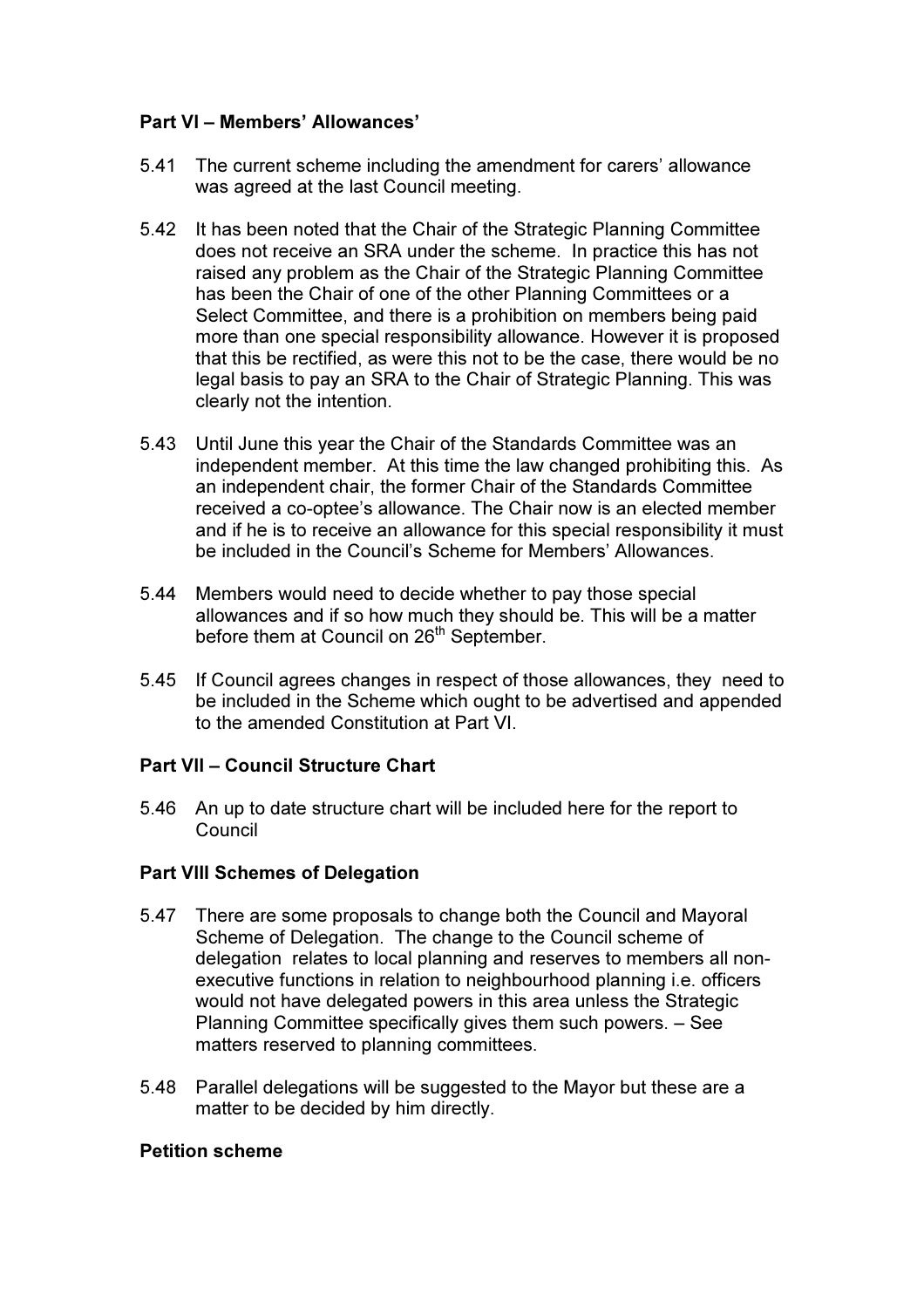**Part VI – Members' Allowances'**

5.41 The current scheme including the amendment for carers' allowance was agreed at the last Council meeting.

5.42 It has been noted that the Chair of the Strategic Planning Committee does not receive an SRA under the scheme. In practice this has not raised any problem as the Chair of the Strategic Planning Committee has been the Chair of one of the other Planning Committees or a Select Committee, and there is a prohibition on members being paid more than one special responsibility allowance. However it is proposed that this be rectified, as were this not to be the case, there would be no legal basis to pay an SRA to the Chair of Strategic Planning. This was clearly not the intention.

5.43 Until June this year the Chair of the Standards Committee was an independent member. At this time the law changed prohibiting this. As an independent chair, the former Chair of the Standards Committee received a co-optee's allowance. The Chair now is an elected member and if he is to receive an allowance for this special responsibility it must be included in the Council's Scheme for Members' Allowances.

5.44 Members would need to decide whether to pay those special allowances and if so how much they should be. This will be a matter before them at Council on 26th September.

5.45 If Council agrees changes in respect of those allowances, they need to be included in the Scheme which ought to be advertised and appended to the amended Constitution at Part VI.

**Part VII – Council Structure Chart**

5.46 An up to date structure chart will be included here for the report to Council

**Part VIII Schemes of Delegation**

5.47 There are some proposals to change both the Council and Mayoral Scheme of Delegation. The change to the Council scheme of delegation relates to local planning and reserves to members all non-executive functions in relation to neighbourhood planning i.e. officers would not have delegated powers in this area unless the Strategic Planning Committee specifically gives them such powers. – See matters reserved to planning committees.

5.48 Parallel delegations will be suggested to the Mayor but these are a matter to be decided by him directly.

**Petition scheme**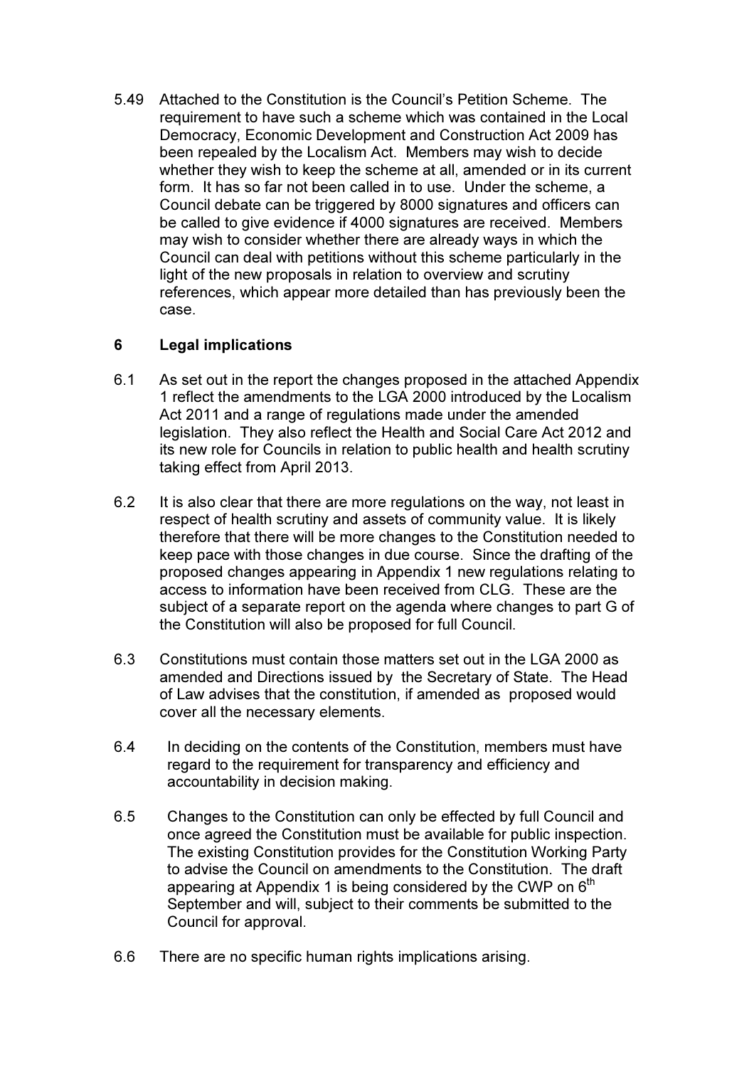5.49 Attached to the Constitution is the Council's Petition Scheme. The requirement to have such a scheme which was contained in the Local Democracy, Economic Development and Construction Act 2009 has been repealed by the Localism Act. Members may wish to decide whether they wish to keep the scheme at all, amended or in its current form. It has so far not been called in to use. Under the scheme, a Council debate can be triggered by 8000 signatures and officers can be called to give evidence if 4000 signatures are received. Members may wish to consider whether there are already ways in which the Council can deal with petitions without this scheme particularly in the light of the new proposals in relation to overview and scrutiny references, which appear more detailed than has previously been the case.

## 6 Legal implications

6.1 As set out in the report the changes proposed in the attached Appendix 1 reflect the amendments to the LGA 2000 introduced by the Localism Act 2011 and a range of regulations made under the amended legislation. They also reflect the Health and Social Care Act 2012 and its new role for Councils in relation to public health and health scrutiny taking effect from April 2013.

6.2 It is also clear that there are more regulations on the way, not least in respect of health scrutiny and assets of community value. It is likely therefore that there will be more changes to the Constitution needed to keep pace with those changes in due course. Since the drafting of the proposed changes appearing in Appendix 1 new regulations relating to access to information have been received from CLG. These are the subject of a separate report on the agenda where changes to part G of the Constitution will also be proposed for full Council.

6.3 Constitutions must contain those matters set out in the LGA 2000 as amended and Directions issued by the Secretary of State. The Head of Law advises that the constitution, if amended as proposed would cover all the necessary elements.

6.4 In deciding on the contents of the Constitution, members must have regard to the requirement for transparency and efficiency and accountability in decision making.

6.5 Changes to the Constitution can only be effected by full Council and once agreed the Constitution must be available for public inspection. The existing Constitution provides for the Constitution Working Party to advise the Council on amendments to the Constitution. The draft appearing at Appendix 1 is being considered by the CWP on 6th September and will, subject to their comments be submitted to the Council for approval.

6.6 There are no specific human rights implications arising.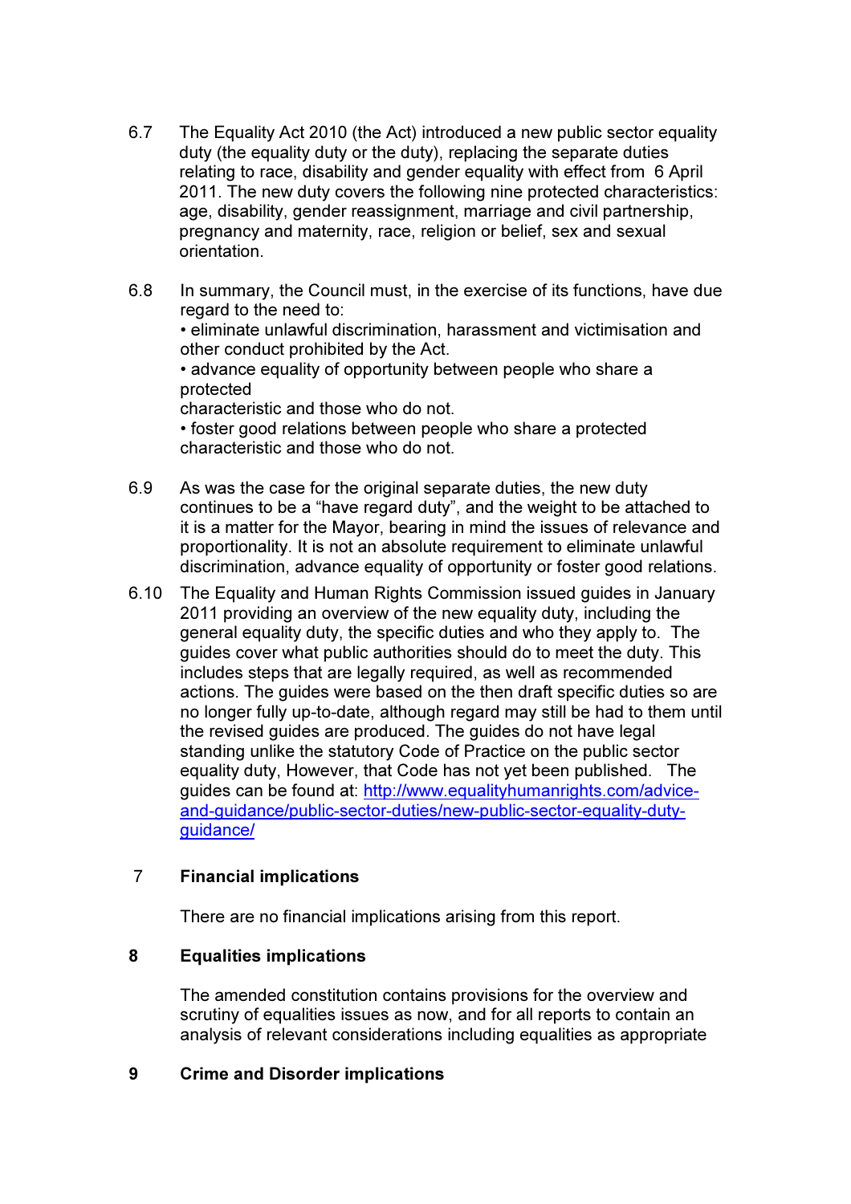6.7 The Equality Act 2010 (the Act) introduced a new public sector equality duty (the equality duty or the duty), replacing the separate duties relating to race, disability and gender equality with effect from 6 April 2011. The new duty covers the following nine protected characteristics: age, disability, gender reassignment, marriage and civil partnership, pregnancy and maternity, race, religion or belief, sex and sexual orientation.

6.8 In summary, the Council must, in the exercise of its functions, have due regard to the need to:

- eliminate unlawful discrimination, harassment and victimisation and other conduct prohibited by the Act.
- advance equality of opportunity between people who share a protected characteristic and those who do not.
- foster good relations between people who share a protected characteristic and those who do not.

6.9 As was the case for the original separate duties, the new duty continues to be a "have regard duty", and the weight to be attached to it is a matter for the Mayor, bearing in mind the issues of relevance and proportionality. It is not an absolute requirement to eliminate unlawful discrimination, advance equality of opportunity or foster good relations.

6.10 The Equality and Human Rights Commission issued guides in January 2011 providing an overview of the new equality duty, including the general equality duty, the specific duties and who they apply to. The guides cover what public authorities should do to meet the duty. This includes steps that are legally required, as well as recommended actions. The guides were based on the then draft specific duties so are no longer fully up-to-date, although regard may still be had to them until the revised guides are produced. The guides do not have legal standing unlike the statutory Code of Practice on the public sector equality duty, However, that Code has not yet been published. The guides can be found at: http://www.equalityhumanrights.com/advice-and-guidance/public-sector-duties/new-public-sector-equality-duty-guidance/

## 7 Financial implications

There are no financial implications arising from this report.

## 8 Equalities implications

The amended constitution contains provisions for the overview and scrutiny of equalities issues as now, and for all reports to contain an analysis of relevant considerations including equalities as appropriate

## 9 Crime and Disorder implications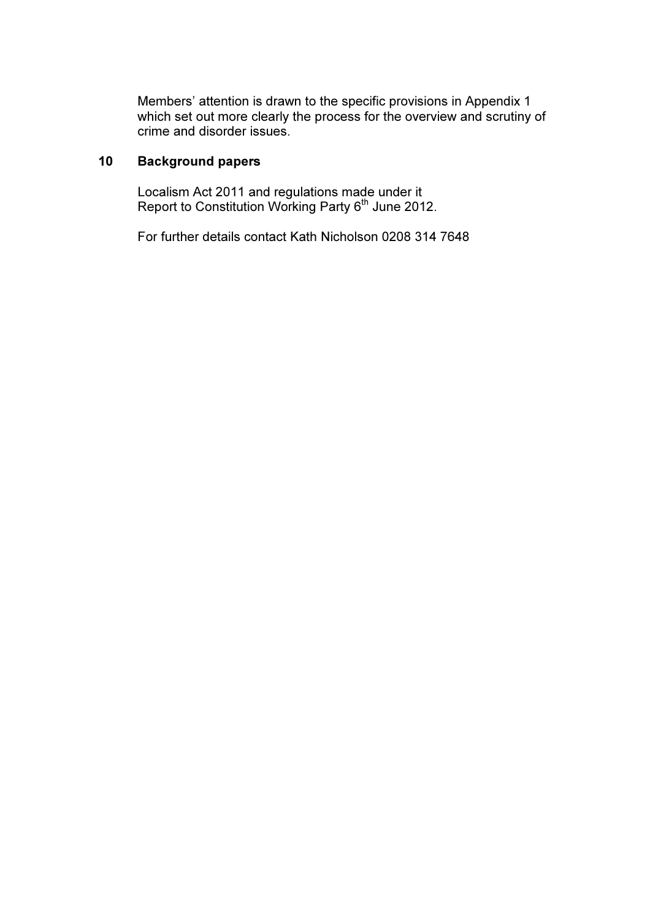Members' attention is drawn to the specific provisions in Appendix 1 which set out more clearly the process for the overview and scrutiny of crime and disorder issues.

## 10 Background papers

Localism Act 2011 and regulations made under it
Report to Constitution Working Party 6th June 2012.

For further details contact Kath Nicholson 0208 314 7648